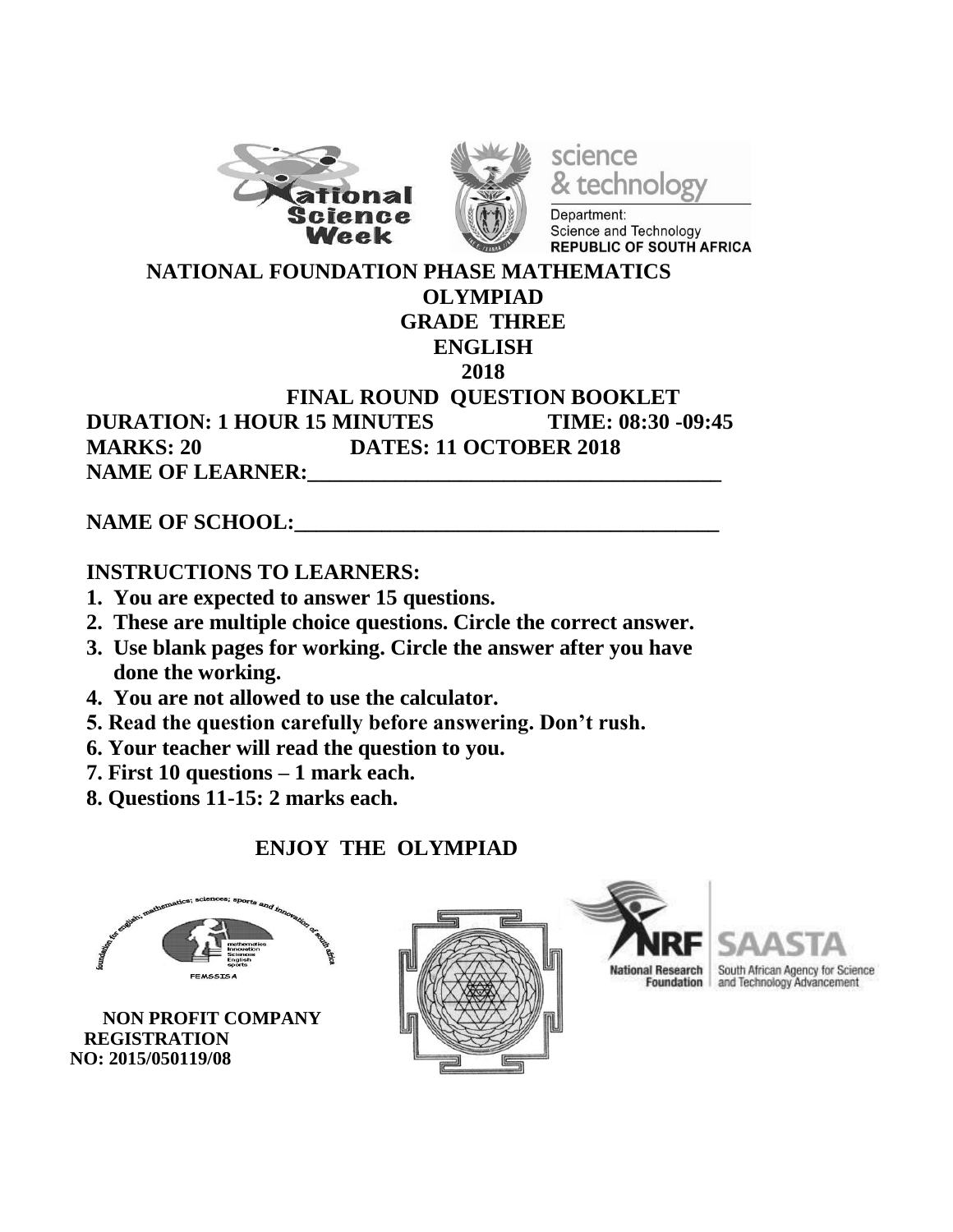# NATIONAL FOUNDATION PHASE MATHEMATICS OLYMPIAD

## GRADE THREE

## ENGLISH

## 2018

## FINAL ROUND QUESTION BOOKLET

**DURATION: 1 HOUR 15 MINUTES** **TIME: 08:30 -09:45**

**MARKS: 20** **DATES: 11 OCTOBER 2018**

**NAME OF LEARNER:\_\_\_\_\_\_\_\_\_\_\_\_\_\_\_\_\_\_\_\_\_\_\_\_\_\_\_\_\_\_\_\_\_\_\_\_\_\_**

**NAME OF SCHOOL:\_\_\_\_\_\_\_\_\_\_\_\_\_\_\_\_\_\_\_\_\_\_\_\_\_\_\_\_\_\_\_\_\_\_\_\_\_\_**

**INSTRUCTIONS TO LEARNERS:**

1. **You are expected to answer 15 questions.**
2. **These are multiple choice questions. Circle the correct answer.**
3. **Use blank pages for working. Circle the answer after you have done the working.**
4. **You are not allowed to use the calculator.**
5. **Read the question carefully before answering. Don't rush.**
6. **Your teacher will read the question to you.**
7. **First 10 questions – 1 mark each.**
8. **Questions 11-15: 2 marks each.**

**ENJOY THE OLYMPIAD**

**NON PROFIT COMPANY REGISTRATION NO: 2015/050119/08**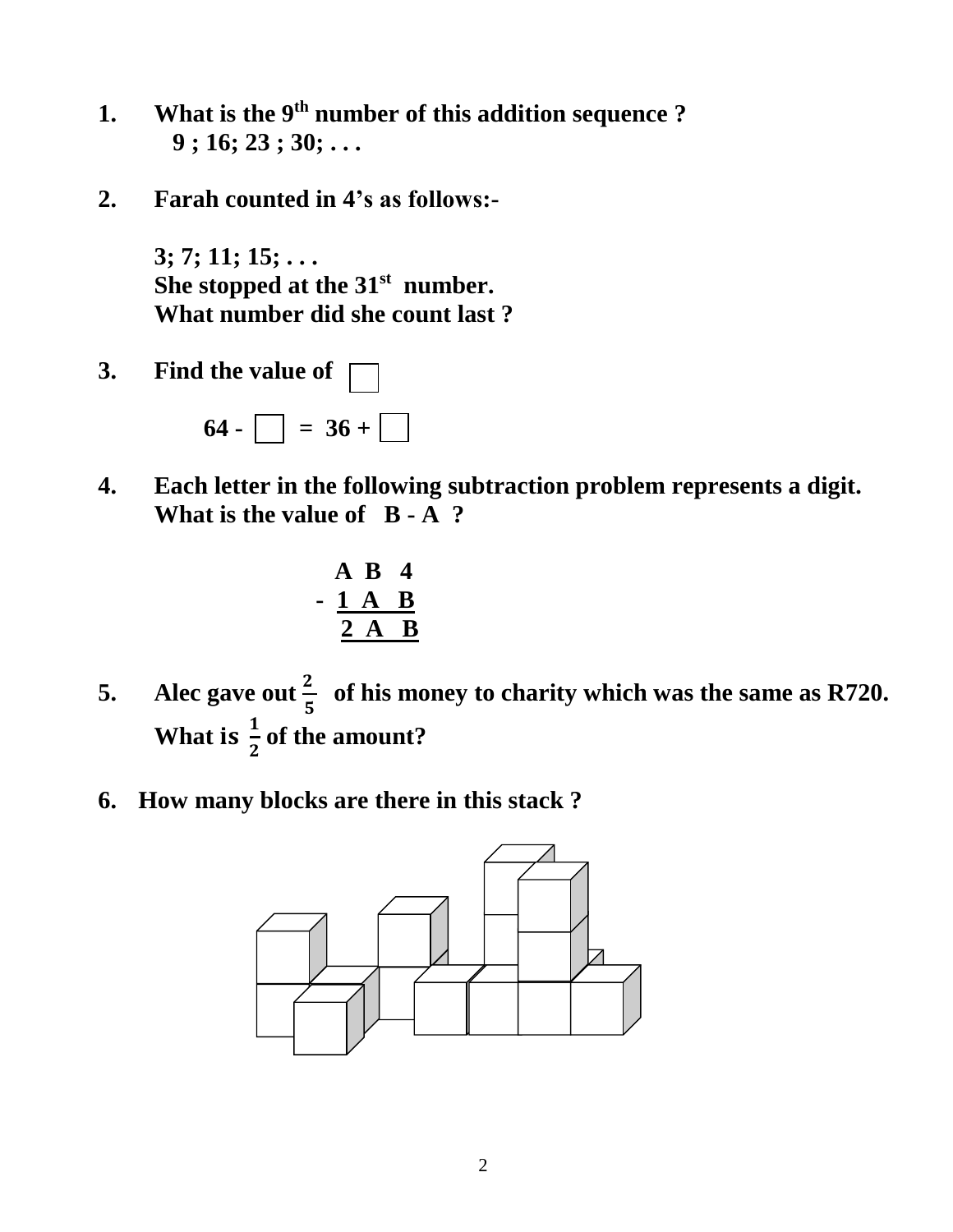1. **What is the 9th number of this addition sequence ?**
   **9 ; 16; 23 ; 30; . . .**

2. **Farah counted in 4's as follows:-**

   **3; 7; 11; 15; . . .**
   **She stopped at the 31st number.**
   **What number did she count last ?**

3. **Find the value of ☐**

   **64 - ☐ = 36 + ☐**

4. **Each letter in the following subtraction problem represents a digit. What is the value of B - A ?**

```
   A B 4
 - 1 A B
   2 A B
```

5. **Alec gave out $\frac{2}{5}$ of his money to charity which was the same as R720. What is $\frac{1}{2}$ of the amount?**

6. **How many blocks are there in this stack ?**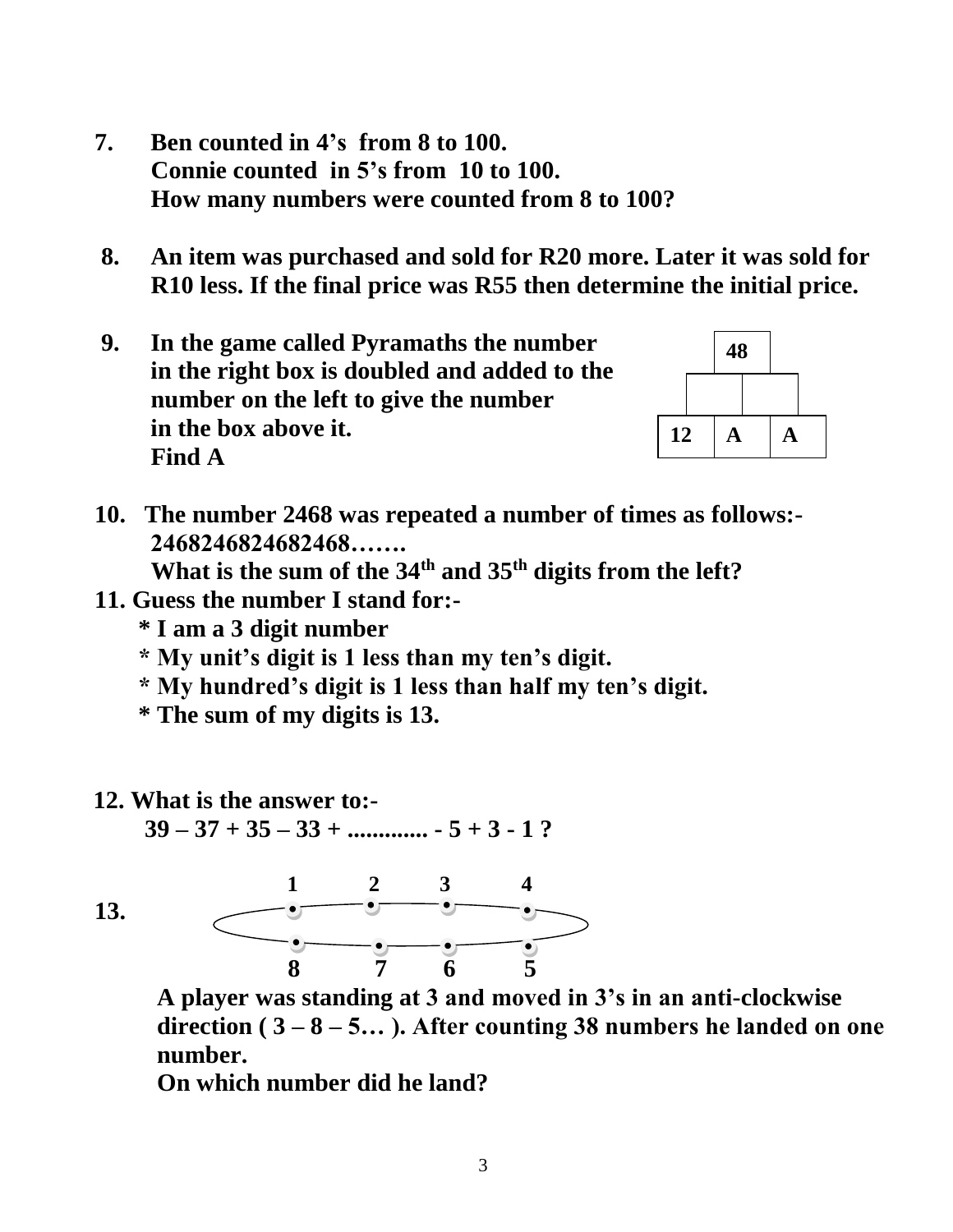7. **Ben counted in 4's from 8 to 100.**
   **Connie counted in 5's from 10 to 100.**
   **How many numbers were counted from 8 to 100?**

8. **An item was purchased and sold for R20 more. Later it was sold for R10 less. If the final price was R55 then determine the initial price.**

9. **In the game called Pyramaths the number in the right box is doubled and added to the number on the left to give the number in the box above it.**
   **Find A**

| | 48 | |
|---|---|---|
| | | |
| 12 | A | A |

10. **The number 2468 was repeated a number of times as follows:-**
    **2468246824682468…….**
    **What is the sum of the 34th and 35th digits from the left?**

11. **Guess the number I stand for:-**
    * **I am a 3 digit number**
    * **My unit's digit is 1 less than my ten's digit.**
    * **My hundred's digit is 1 less than half my ten's digit.**
    * **The sum of my digits is 13.**

12. **What is the answer to:-**
    **39 – 37 + 35 – 33 + ............. - 5 + 3 - 1 ?**

13. 

| 1 | 2 | 3 | 4 |
|---|---|---|---|
| 8 | 7 | 6 | 5 |

**A player was standing at 3 and moved in 3's in an anti-clockwise direction ( 3 – 8 – 5… ). After counting 38 numbers he landed on one number.**
**On which number did he land?**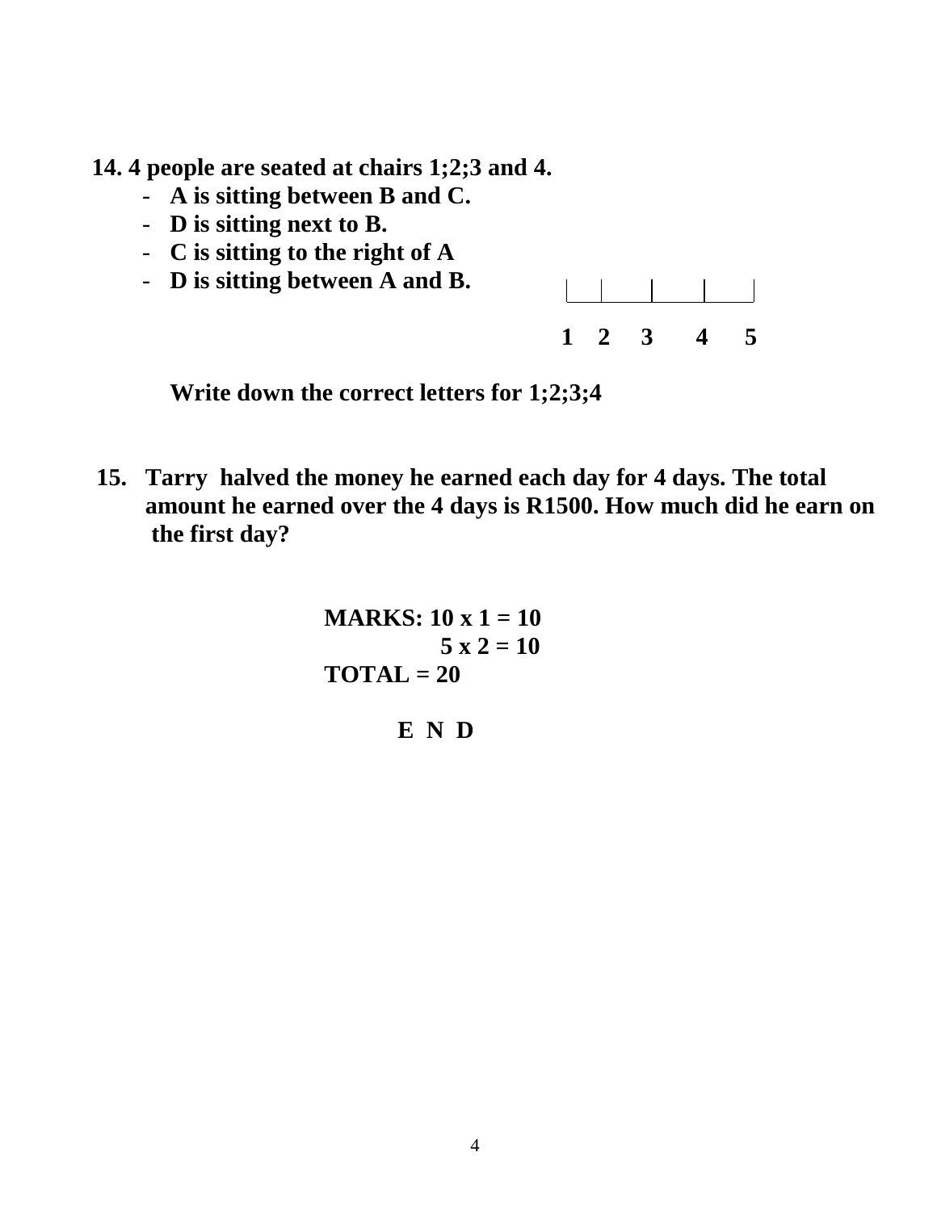**14. 4 people are seated at chairs 1;2;3 and 4.**

- **A is sitting between B and C.**
- **D is sitting next to B.**
- **C is sitting to the right of A**
- **D is sitting between A and B.**

**1 2 3 4 5**

**Write down the correct letters for 1;2;3;4**

**15. Tarry halved the money he earned each day for 4 days. The total amount he earned over the 4 days is R1500. How much did he earn on the first day?**

**MARKS: 10 x 1 = 10**
**5 x 2 = 10**
**TOTAL = 20**

**E N D**